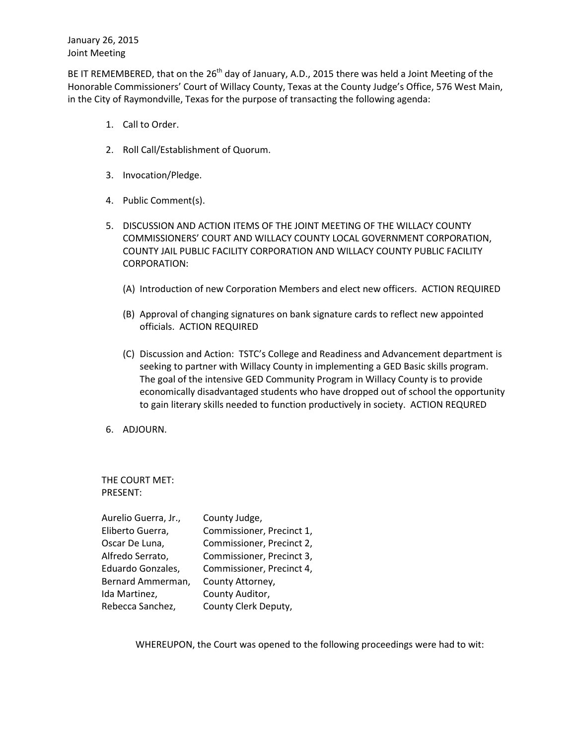January 26, 2015
Joint Meeting

BE IT REMEMBERED, that on the 26th day of January, A.D., 2015 there was held a Joint Meeting of the Honorable Commissioners' Court of Willacy County, Texas at the County Judge's Office, 576 West Main, in the City of Raymondville, Texas for the purpose of transacting the following agenda:

1. Call to Order.
2. Roll Call/Establishment of Quorum.
3. Invocation/Pledge.
4. Public Comment(s).
5. DISCUSSION AND ACTION ITEMS OF THE JOINT MEETING OF THE WILLACY COUNTY COMMISSIONERS' COURT AND WILLACY COUNTY LOCAL GOVERNMENT CORPORATION, COUNTY JAIL PUBLIC FACILITY CORPORATION AND WILLACY COUNTY PUBLIC FACILITY CORPORATION:

   (A) Introduction of new Corporation Members and elect new officers. ACTION REQUIRED

   (B) Approval of changing signatures on bank signature cards to reflect new appointed officials. ACTION REQUIRED

   (C) Discussion and Action: TSTC's College and Readiness and Advancement department is seeking to partner with Willacy County in implementing a GED Basic skills program. The goal of the intensive GED Community Program in Willacy County is to provide economically disadvantaged students who have dropped out of school the opportunity to gain literary skills needed to function productively in society. ACTION REQURED

6. ADJOURN.

THE COURT MET:
PRESENT:

| | |
|---|---|
| Aurelio Guerra, Jr., | County Judge, |
| Eliberto Guerra, | Commissioner, Precinct 1, |
| Oscar De Luna, | Commissioner, Precinct 2, |
| Alfredo Serrato, | Commissioner, Precinct 3, |
| Eduardo Gonzales, | Commissioner, Precinct 4, |
| Bernard Ammerman, | County Attorney, |
| Ida Martinez, | County Auditor, |
| Rebecca Sanchez, | County Clerk Deputy, |

WHEREUPON, the Court was opened to the following proceedings were had to wit: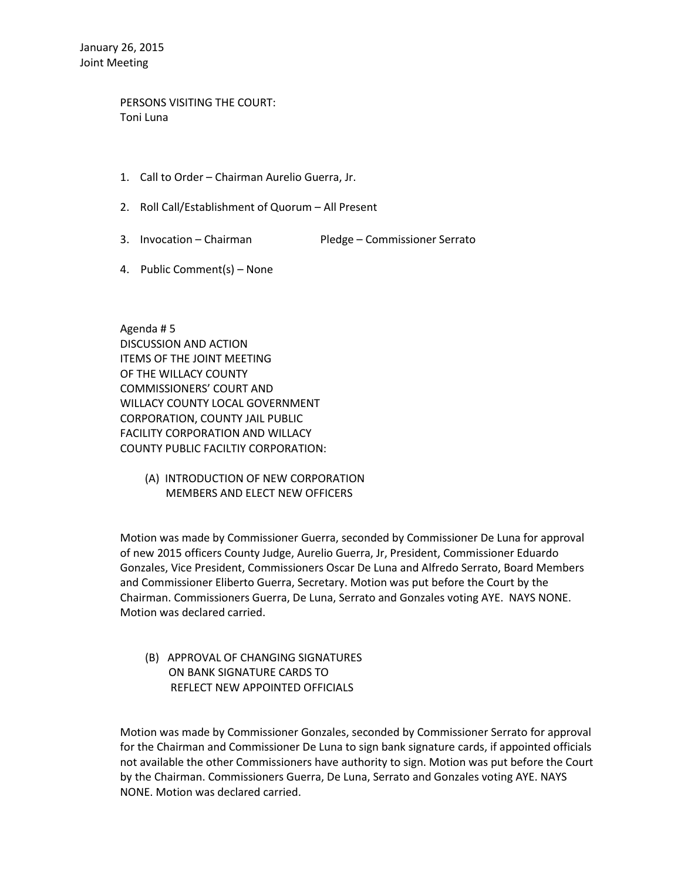January 26, 2015
Joint Meeting

PERSONS VISITING THE COURT:
Toni Luna

1. Call to Order – Chairman Aurelio Guerra, Jr.

2. Roll Call/Establishment of Quorum – All Present

3. Invocation – Chairman Pledge – Commissioner Serrato

4. Public Comment(s) – None

Agenda # 5
DISCUSSION AND ACTION
ITEMS OF THE JOINT MEETING
OF THE WILLACY COUNTY
COMMISSIONERS' COURT AND
WILLACY COUNTY LOCAL GOVERNMENT
CORPORATION, COUNTY JAIL PUBLIC
FACILITY CORPORATION AND WILLACY
COUNTY PUBLIC FACILTIY CORPORATION:

(A) INTRODUCTION OF NEW CORPORATION MEMBERS AND ELECT NEW OFFICERS

Motion was made by Commissioner Guerra, seconded by Commissioner De Luna for approval of new 2015 officers County Judge, Aurelio Guerra, Jr, President, Commissioner Eduardo Gonzales, Vice President, Commissioners Oscar De Luna and Alfredo Serrato, Board Members and Commissioner Eliberto Guerra, Secretary. Motion was put before the Court by the Chairman. Commissioners Guerra, De Luna, Serrato and Gonzales voting AYE. NAYS NONE. Motion was declared carried.

(B) APPROVAL OF CHANGING SIGNATURES ON BANK SIGNATURE CARDS TO REFLECT NEW APPOINTED OFFICIALS

Motion was made by Commissioner Gonzales, seconded by Commissioner Serrato for approval for the Chairman and Commissioner De Luna to sign bank signature cards, if appointed officials not available the other Commissioners have authority to sign. Motion was put before the Court by the Chairman. Commissioners Guerra, De Luna, Serrato and Gonzales voting AYE. NAYS NONE. Motion was declared carried.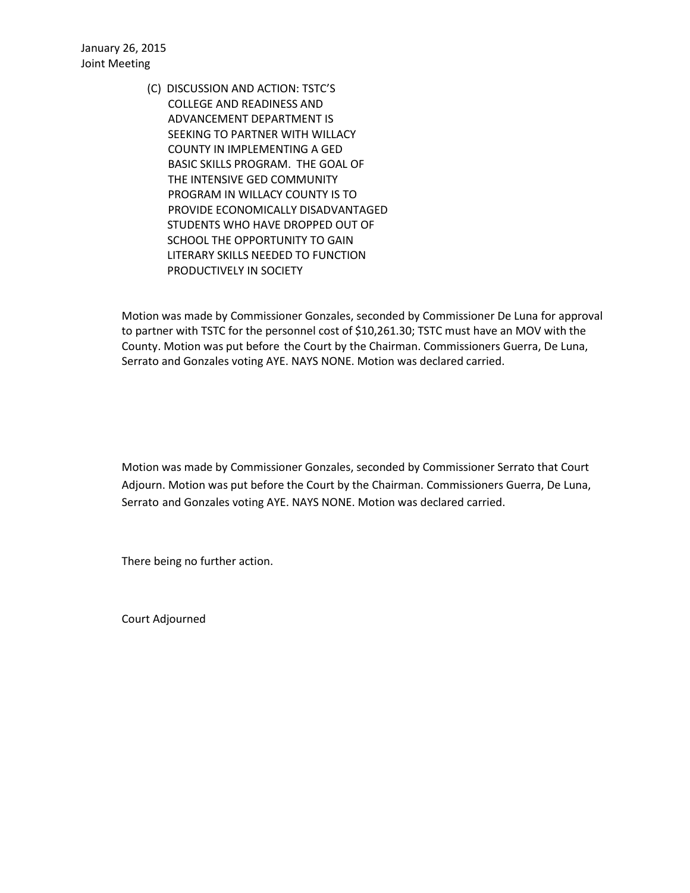(C) DISCUSSION AND ACTION: TSTC'S COLLEGE AND READINESS AND ADVANCEMENT DEPARTMENT IS SEEKING TO PARTNER WITH WILLACY COUNTY IN IMPLEMENTING A GED BASIC SKILLS PROGRAM. THE GOAL OF THE INTENSIVE GED COMMUNITY PROGRAM IN WILLACY COUNTY IS TO PROVIDE ECONOMICALLY DISADVANTAGED STUDENTS WHO HAVE DROPPED OUT OF SCHOOL THE OPPORTUNITY TO GAIN LITERARY SKILLS NEEDED TO FUNCTION PRODUCTIVELY IN SOCIETY

Motion was made by Commissioner Gonzales, seconded by Commissioner De Luna for approval to partner with TSTC for the personnel cost of $10,261.30; TSTC must have an MOV with the County. Motion was put before the Court by the Chairman. Commissioners Guerra, De Luna, Serrato and Gonzales voting AYE. NAYS NONE. Motion was declared carried.

Motion was made by Commissioner Gonzales, seconded by Commissioner Serrato that Court Adjourn. Motion was put before the Court by the Chairman. Commissioners Guerra, De Luna, Serrato and Gonzales voting AYE. NAYS NONE. Motion was declared carried.

There being no further action.

Court Adjourned